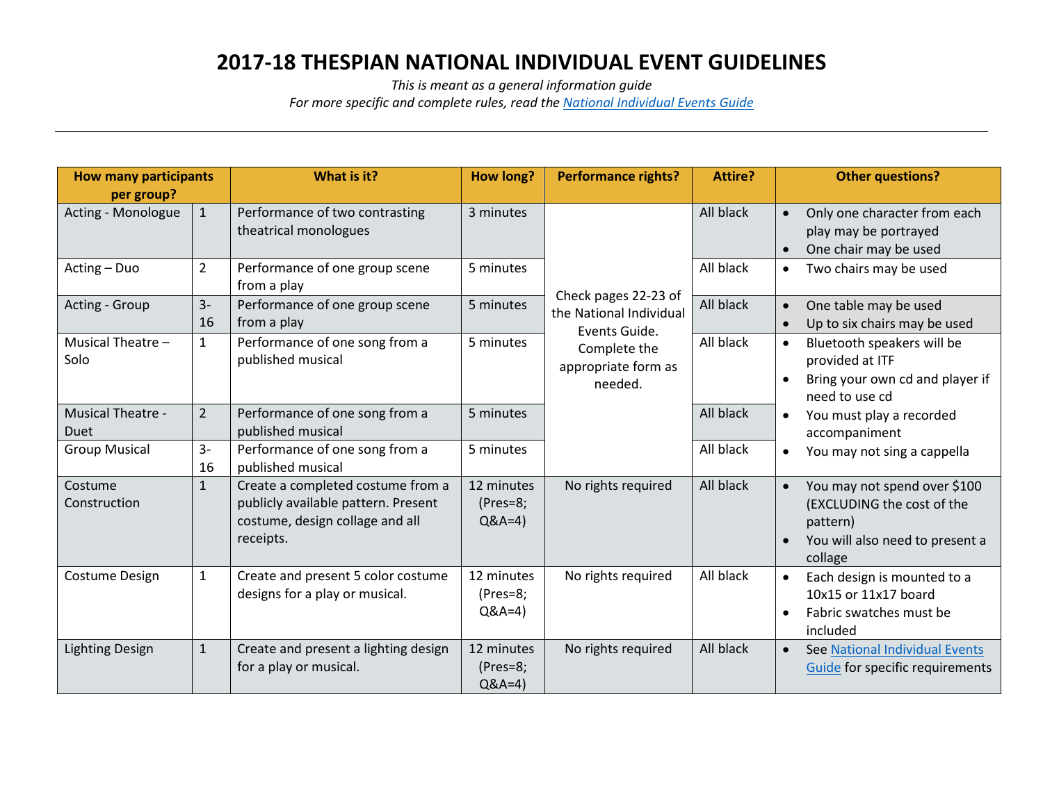# 2017-18 THESPIAN NATIONAL INDIVIDUAL EVENT GUIDELINES

*This is meant as a general information guide*

*For more specific and complete rules, read the National Individual Events Guide*

---

| How many participants per group? | | What is it? | How long? | Performance rights? | Attire? | Other questions? |
|---|---|---|---|---|---|---|
| Acting - Monologue | 1 | Performance of two contrasting theatrical monologues | 3 minutes | Check pages 22-23 of the National Individual Events Guide. Complete the appropriate form as needed. | All black | • Only one character from each play may be portrayed<br>• One chair may be used |
| Acting – Duo | 2 | Performance of one group scene from a play | 5 minutes | | All black | • Two chairs may be used |
| Acting - Group | 3-16 | Performance of one group scene from a play | 5 minutes | | All black | • One table may be used<br>• Up to six chairs may be used |
| Musical Theatre – Solo | 1 | Performance of one song from a published musical | 5 minutes | | All black | • Bluetooth speakers will be provided at ITF<br>• Bring your own cd and player if need to use cd<br>• You must play a recorded accompaniment<br>• You may not sing a cappella |
| Musical Theatre - Duet | 2 | Performance of one song from a published musical | 5 minutes | | All black | |
| Group Musical | 3-16 | Performance of one song from a published musical | 5 minutes | | All black | |
| Costume Construction | 1 | Create a completed costume from a publicly available pattern. Present costume, design collage and all receipts. | 12 minutes (Pres=8; Q&A=4) | No rights required | All black | • You may not spend over $100 (EXCLUDING the cost of the pattern)<br>• You will also need to present a collage |
| Costume Design | 1 | Create and present 5 color costume designs for a play or musical. | 12 minutes (Pres=8; Q&A=4) | No rights required | All black | • Each design is mounted to a 10x15 or 11x17 board<br>• Fabric swatches must be included |
| Lighting Design | 1 | Create and present a lighting design for a play or musical. | 12 minutes (Pres=8; Q&A=4) | No rights required | All black | • See National Individual Events Guide for specific requirements |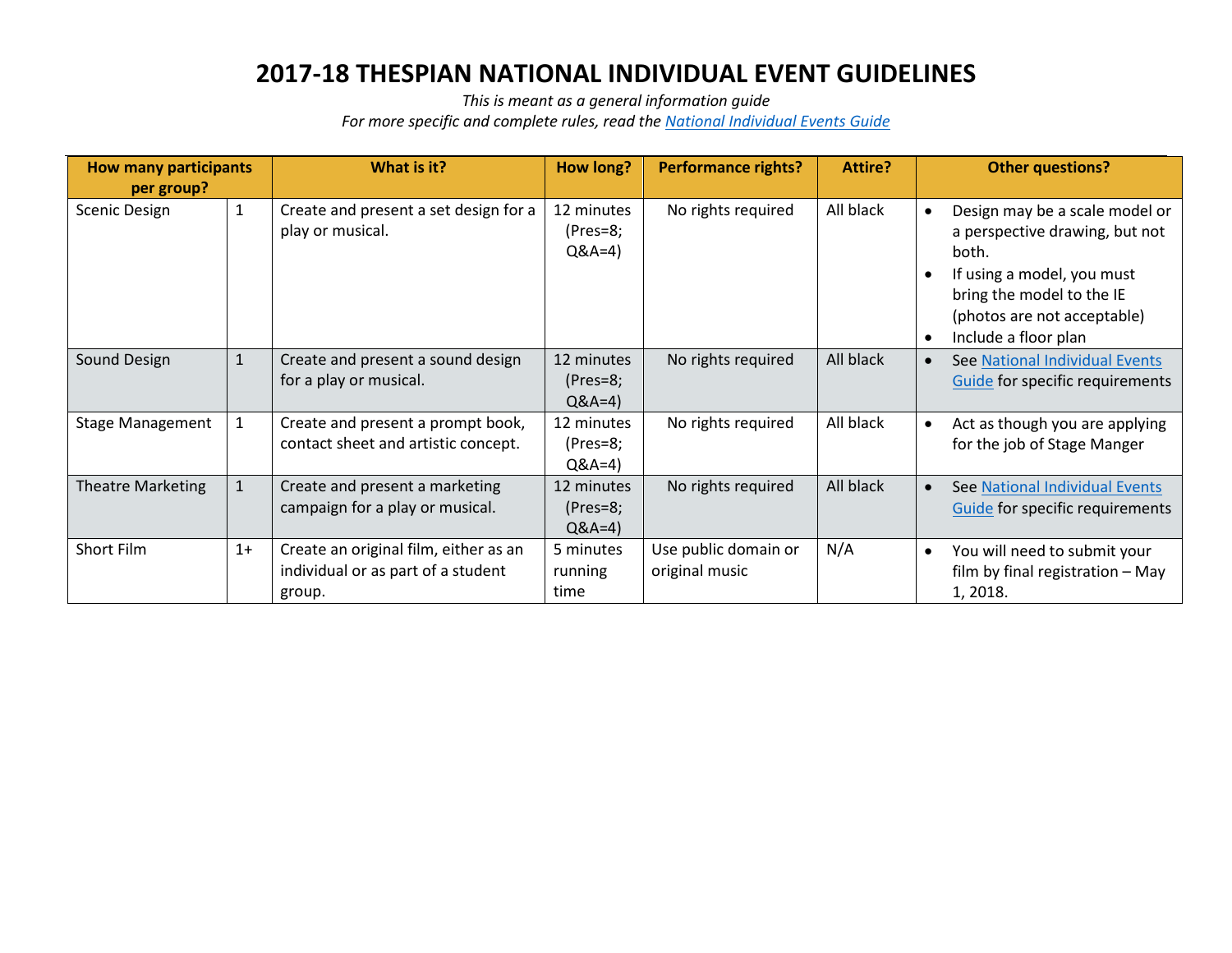# 2017-18 THESPIAN NATIONAL INDIVIDUAL EVENT GUIDELINES

*This is meant as a general information guide*

*For more specific and complete rules, read the National Individual Events Guide*

| How many participants per group? | | What is it? | How long? | Performance rights? | Attire? | Other questions? |
|---|---|---|---|---|---|---|
| Scenic Design | 1 | Create and present a set design for a play or musical. | 12 minutes (Pres=8; Q&A=4) | No rights required | All black | • Design may be a scale model or a perspective drawing, but not both.<br>• If using a model, you must bring the model to the IE (photos are not acceptable)<br>• Include a floor plan |
| Sound Design | 1 | Create and present a sound design for a play or musical. | 12 minutes (Pres=8; Q&A=4) | No rights required | All black | • See National Individual Events Guide for specific requirements |
| Stage Management | 1 | Create and present a prompt book, contact sheet and artistic concept. | 12 minutes (Pres=8; Q&A=4) | No rights required | All black | • Act as though you are applying for the job of Stage Manger |
| Theatre Marketing | 1 | Create and present a marketing campaign for a play or musical. | 12 minutes (Pres=8; Q&A=4) | No rights required | All black | • See National Individual Events Guide for specific requirements |
| Short Film | 1+ | Create an original film, either as an individual or as part of a student group. | 5 minutes running time | Use public domain or original music | N/A | • You will need to submit your film by final registration – May 1, 2018. |